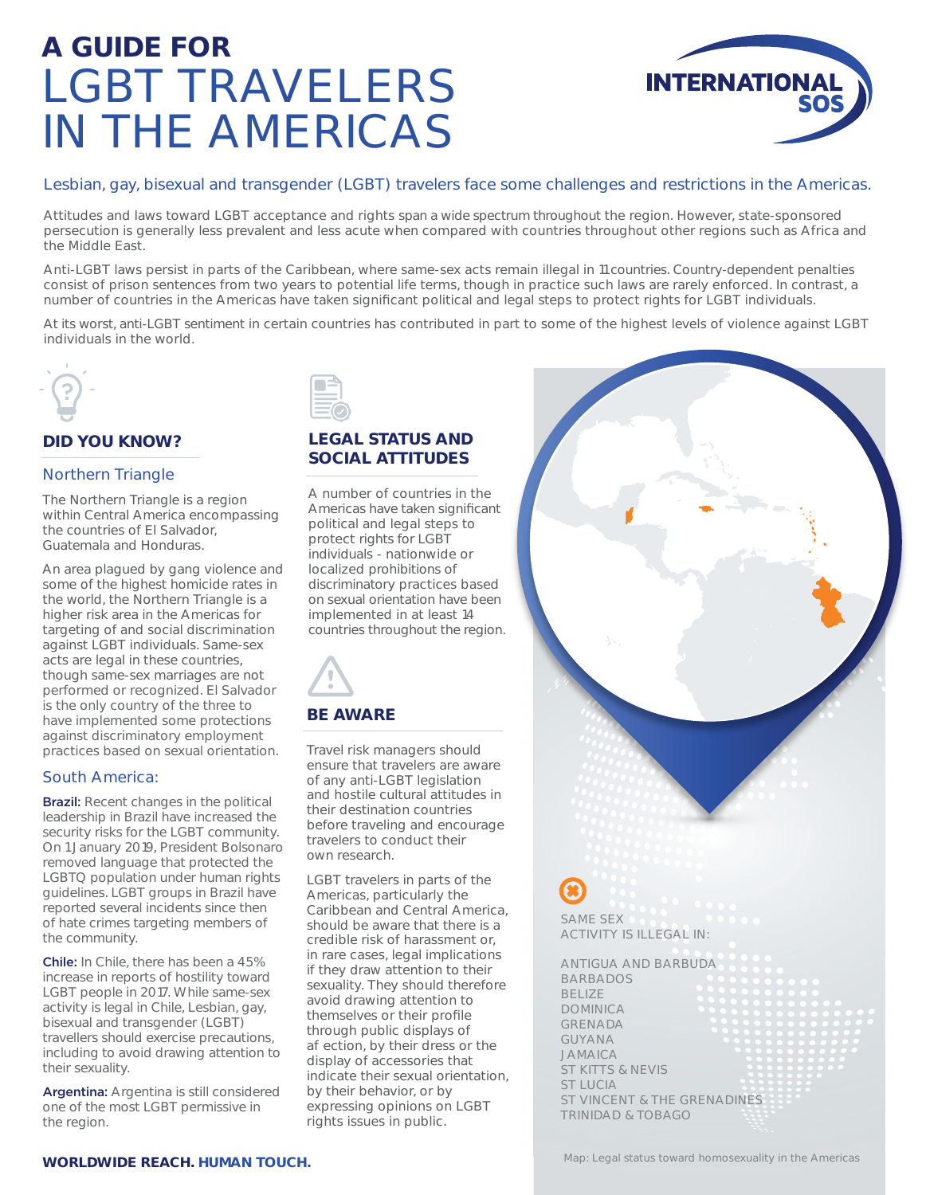# A GUIDE FOR LGBT TRAVELERS IN THE AMERICAS

INTERNATIONAL SOS

Lesbian, gay, bisexual and transgender (LGBT) travelers face some challenges and restrictions in the Americas.

Attitudes and laws toward LGBT acceptance and rights span a wide spectrum throughout the region. However, state-sponsored persecution is generally less prevalent and less acute when compared with countries throughout other regions such as Africa and the Middle East.

Anti-LGBT laws persist in parts of the Caribbean, where same-sex acts remain illegal in 11 countries. Country-dependent penalties consist of prison sentences from two years to potential life terms, though in practice such laws are rarely enforced. In contrast, a number of countries in the Americas have taken significant political and legal steps to protect rights for LGBT individuals.

At its worst, anti-LGBT sentiment in certain countries has contributed in part to some of the highest levels of violence against LGBT individuals in the world.

## DID YOU KNOW?

### Northern Triangle

The Northern Triangle is a region within Central America encompassing the countries of El Salvador, Guatemala and Honduras.

An area plagued by gang violence and some of the highest homicide rates in the world, the Northern Triangle is a higher risk area in the Americas for targeting of and social discrimination against LGBT individuals. Same-sex acts are legal in these countries, though same-sex marriages are not performed or recognized. El Salvador is the only country of the three to have implemented some protections against discriminatory employment practices based on sexual orientation.

### South America:

**Brazil:** Recent changes in the political leadership in Brazil have increased the security risks for the LGBT community. On 1 January 2019, President Bolsonaro removed language that protected the LGBTQ population under human rights guidelines. LGBT groups in Brazil have reported several incidents since then of hate crimes targeting members of the community.

**Chile:** In Chile, there has been a 45% increase in reports of hostility toward LGBT people in 2017. While same-sex activity is legal in Chile, Lesbian, gay, bisexual and transgender (LGBT) travellers should exercise precautions, including to avoid drawing attention to their sexuality.

**Argentina:** Argentina is still considered one of the most LGBT permissive in the region.

## LEGAL STATUS AND SOCIAL ATTITUDES

A number of countries in the Americas have taken significant political and legal steps to protect rights for LGBT individuals - nationwide or localized prohibitions of discriminatory practices based on sexual orientation have been implemented in at least 14 countries throughout the region.

## BE AWARE

Travel risk managers should ensure that travelers are aware of any anti-LGBT legislation and hostile cultural attitudes in their destination countries before traveling and encourage travelers to conduct their own research.

LGBT travelers in parts of the Americas, particularly the Caribbean and Central America, should be aware that there is a credible risk of harassment or, in rare cases, legal implications if they draw attention to their sexuality. They should therefore avoid drawing attention to themselves or their profile through public displays of affection, by their dress or the display of accessories that indicate their sexual orientation, by their behavior, or by expressing opinions on LGBT rights issues in public.

SAME SEX ACTIVITY IS ILLEGAL IN:

- ANTIGUA AND BARBUDA
- BARBADOS
- BELIZE
- DOMINICA
- GRENADA
- GUYANA
- JAMAICA
- ST KITTS & NEVIS
- ST LUCIA
- ST VINCENT & THE GRENADINES
- TRINIDAD & TOBAGO

Map: Legal status toward homosexuality in the Americas

**WORLDWIDE REACH. HUMAN TOUCH.**